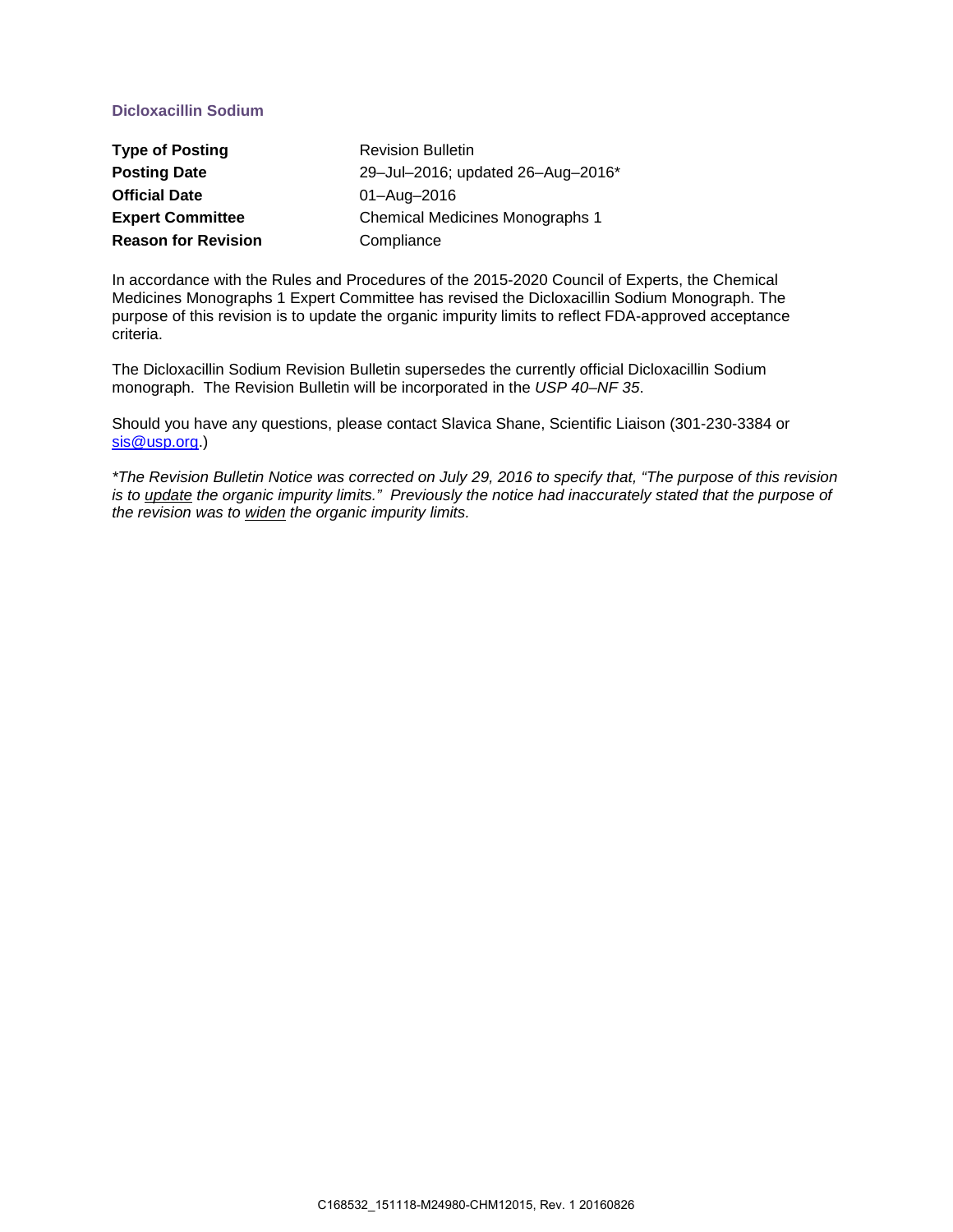## Dicloxacillin Sodium

| | |
|---|---|
| **Type of Posting** | Revision Bulletin |
| **Posting Date** | 29–Jul–2016; updated 26–Aug–2016* |
| **Official Date** | 01–Aug–2016 |
| **Expert Committee** | Chemical Medicines Monographs 1 |
| **Reason for Revision** | Compliance |

In accordance with the Rules and Procedures of the 2015-2020 Council of Experts, the Chemical Medicines Monographs 1 Expert Committee has revised the Dicloxacillin Sodium Monograph. The purpose of this revision is to update the organic impurity limits to reflect FDA-approved acceptance criteria.

The Dicloxacillin Sodium Revision Bulletin supersedes the currently official Dicloxacillin Sodium monograph. The Revision Bulletin will be incorporated in the *USP 40–NF 35*.

Should you have any questions, please contact Slavica Shane, Scientific Liaison (301-230-3384 or sis@usp.org.)

*\*The Revision Bulletin Notice was corrected on July 29, 2016 to specify that, "The purpose of this revision is to update the organic impurity limits." Previously the notice had inaccurately stated that the purpose of the revision was to widen the organic impurity limits.*

C168532_151118-M24980-CHM12015, Rev. 1 20160826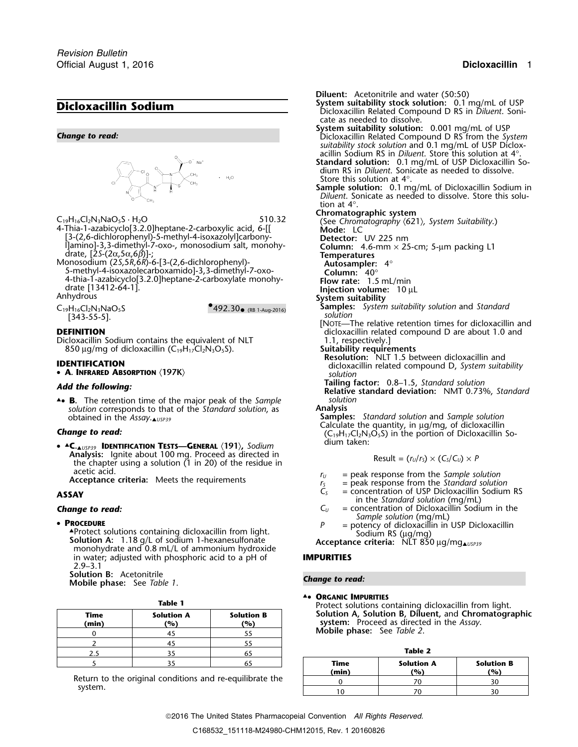# Dicloxacillin Sodium

*Change to read:*

$C_{19}H_{16}Cl_2N_3NaO_5S \cdot H_2O$ 510.32

4-Thia-1-azabicyclo[3.2.0]heptane-2-carboxylic acid, 6-[[[3-(2,6-dichlorophenyl)-5-methyl-4-isoxazolyl]carbonyl]amino]-3,3-dimethyl-7-oxo-, monosodium salt, monohydrate, [2*S*-(2α,5α,6β)]-;

Monosodium (2*S*,5*R*,6*R*)-6-[3-(2,6-dichlorophenyl)-5-methyl-4-isoxazolecarboxamido]-3,3-dimethyl-7-oxo-4-thia-1-azabicyclo[3.2.0]heptane-2-carboxylate monohydrate [13412-64-1].

Anhydrous

$C_{19}H_{16}Cl_2N_3NaO_5S$ •492.30• (RB 1-Aug-2016) [343-55-5].

## DEFINITION

Dicloxacillin Sodium contains the equivalent of NLT 850 µg/mg of dicloxacillin ($C_{19}H_{17}Cl_2N_3O_5S$).

## IDENTIFICATION

- **A. Infrared Absorption** ⟨197K⟩

*Add the following:*

- ▲• **B.** The retention time of the major peak of the *Sample solution* corresponds to that of the *Standard solution*, as obtained in the *Assay*.▲USP39

*Change to read:*

- ▲**C.**▲USP39 **Identification Tests—General** ⟨191⟩, *Sodium*
  **Analysis:** Ignite about 100 mg. Proceed as directed in the chapter using a solution (1 in 20) of the residue in acetic acid.
  **Acceptance criteria:** Meets the requirements

## ASSAY

*Change to read:*

- **Procedure**

▲Protect solutions containing dicloxacillin from light.

**Solution A:** 1.18 g/L of sodium 1-hexanesulfonate monohydrate and 0.8 mL/L of ammonium hydroxide in water; adjusted with phosphoric acid to a pH of 2.9–3.1

**Solution B:** Acetonitrile

**Mobile phase:** See *Table 1*.

**Table 1**

| Time (min) | Solution A (%) | Solution B (%) |
|---|---|---|
| 0 | 45 | 55 |
| 2 | 45 | 55 |
| 2.5 | 35 | 65 |
| 5 | 35 | 65 |

Return to the original conditions and re-equilibrate the system.

**Diluent:** Acetonitrile and water (50:50)

**System suitability stock solution:** 0.1 mg/mL of USP Dicloxacillin Related Compound D RS in *Diluent*. Sonicate as needed to dissolve.

**System suitability solution:** 0.001 mg/mL of USP Dicloxacillin Related Compound D RS from the *System suitability stock solution* and 0.1 mg/mL of USP Dicloxacillin Sodium RS in *Diluent*. Store this solution at 4°.

**Standard solution:** 0.1 mg/mL of USP Dicloxacillin Sodium RS in *Diluent*. Sonicate as needed to dissolve. Store this solution at 4°.

**Sample solution:** 0.1 mg/mL of Dicloxacillin Sodium in *Diluent*. Sonicate as needed to dissolve. Store this solution at 4°.

**Chromatographic system**

(See *Chromatography* ⟨621⟩, *System Suitability*.)

**Mode:** LC

**Detector:** UV 225 nm

**Column:** 4.6-mm × 25-cm; 5-µm packing L1

**Temperatures**

**Autosampler:** 4°

**Column:** 40°

**Flow rate:** 1.5 mL/min

**Injection volume:** 10 µL

**System suitability**

**Samples:** *System suitability solution* and *Standard solution*

[Note—The relative retention times for dicloxacillin and dicloxacillin related compound D are about 1.0 and 1.1, respectively.]

**Suitability requirements**

**Resolution:** NLT 1.5 between dicloxacillin and dicloxacillin related compound D, *System suitability solution*

**Tailing factor:** 0.8–1.5, *Standard solution*

**Relative standard deviation:** NMT 0.73%, *Standard solution*

**Analysis**

**Samples:** *Standard solution* and *Sample solution*

Calculate the quantity, in µg/mg, of dicloxacillin ($C_{19}H_{17}Cl_2N_3O_5S$) in the portion of Dicloxacillin Sodium taken:

$$\text{Result} = (r_U/r_S) \times (C_S/C_U) \times P$$

$r_U$ = peak response from the *Sample solution*

$r_S$ = peak response from the *Standard solution*

$C_S$ = concentration of USP Dicloxacillin Sodium RS in the *Standard solution* (mg/mL)

$C_U$ = concentration of Dicloxacillin Sodium in the *Sample solution* (mg/mL)

$P$ = potency of dicloxacillin in USP Dicloxacillin Sodium RS (µg/mg)

**Acceptance criteria:** NLT 850 µg/mg▲USP39

## IMPURITIES

*Change to read:*

- ▲• **Organic Impurities**

Protect solutions containing dicloxacillin from light.

**Solution A, Solution B, Diluent,** and **Chromatographic system:** Proceed as directed in the *Assay*.

**Mobile phase:** See *Table 2*.

**Table 2**

| Time (min) | Solution A (%) | Solution B (%) |
|---|---|---|
| 0 | 70 | 30 |
| 10 | 70 | 30 |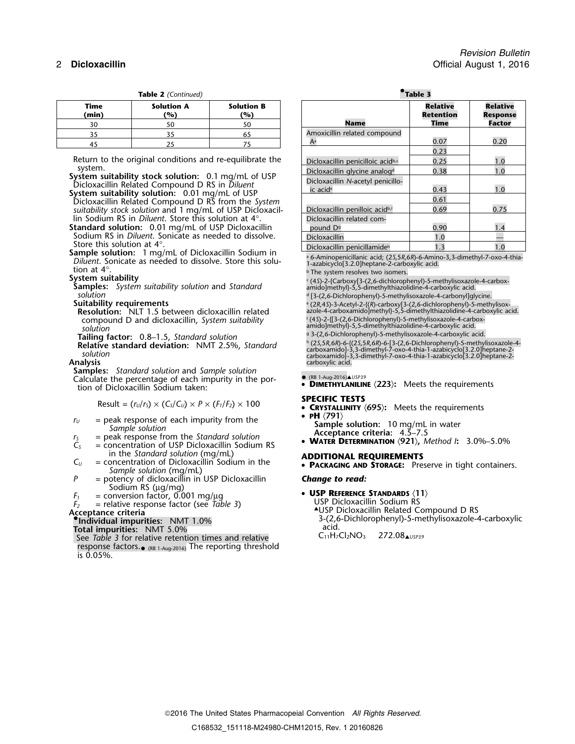**Table 2** *(Continued)*

| Time (min) | Solution A (%) | Solution B (%) |
|---|---|---|
| 30 | 50 | 50 |
| 35 | 35 | 65 |
| 45 | 25 | 75 |

Return to the original conditions and re-equilibrate the system.

**System suitability stock solution:** 0.1 mg/mL of USP Dicloxacillin Related Compound D RS in *Diluent*

**System suitability solution:** 0.01 mg/mL of USP Dicloxacillin Related Compound D RS from the *System suitability stock solution* and 1 mg/mL of USP Dicloxacillin Sodium RS in *Diluent*. Store this solution at 4°.

**Standard solution:** 0.01 mg/mL of USP Dicloxacillin Sodium RS in *Diluent*. Sonicate as needed to dissolve. Store this solution at 4°.

**Sample solution:** 1 mg/mL of Dicloxacillin Sodium in *Diluent*. Sonicate as needed to dissolve. Store this solution at 4°.

**System suitability**

**Samples:** *System suitability solution* and *Standard solution*

**Suitability requirements**

**Resolution:** NLT 1.5 between dicloxacillin related compound D and dicloxacillin, *System suitability solution*

**Tailing factor:** 0.8–1.5, *Standard solution*

**Relative standard deviation:** NMT 2.5%, *Standard solution*

**Analysis**

**Samples:** *Standard solution* and *Sample solution*

Calculate the percentage of each impurity in the portion of Dicloxacillin Sodium taken:

$$\text{Result} = (r_U/r_S) \times (C_S/C_U) \times P \times (F_1/F_2) \times 100$$

$r_U$ = peak response of each impurity from the *Sample solution*
$r_S$ = peak response from the *Standard solution*
$C_S$ = concentration of USP Dicloxacillin Sodium RS in the *Standard solution* (mg/mL)
$C_U$ = concentration of Dicloxacillin Sodium in the *Sample solution* (mg/mL)
$P$ = potency of dicloxacillin in USP Dicloxacillin Sodium RS (µg/mg)
$F_1$ = conversion factor, 0.001 mg/µg
$F_2$ = relative response factor (see *Table 3*)

**Acceptance criteria**

•**Individual impurities:** NMT 1.0%

**Total impurities:** NMT 5.0%

See *Table 3* for relative retention times and relative response factors.• (RB 1-Aug-2016) The reporting threshold is 0.05%.

•**Table 3**

| Name | Relative Retention Time | Relative Response Factor |
|---|---|---|
| Amoxicillin related compound A[a] | 0.07 | 0.20 |
| Dicloxacillin penicilloic acid[b,c] | 0.23<br>0.25 | 1.0 |
| Dicloxacillin glycine analog[d] | 0.38 | 1.0 |
| Dicloxacillin *N*-acetyl penicilloic acid[e] | 0.43 | 1.0 |
| Dicloxacillin penilloic acid[b,f] | 0.61<br>0.69 | 0.75 |
| Dicloxacillin related compound D[g] | 0.90 | 1.4 |
| Dicloxacillin | 1.0 | — |
| Dicloxacillin penicillamide[h] | 1.3 | 1.0 |

[a] 6-Aminopenicillanic acid; (2*S*,5*R*,6*R*)-6-Amino-3,3-dimethyl-7-oxo-4-thia-1-azabicyclo[3.2.0]heptane-2-carboxylic acid.

[b] The system resolves two isomers.

[c] (4*S*)-2-{Carboxy[3-(2,6-dichlorophenyl)-5-methylisoxazole-4-carboxamido]methyl}-5,5-dimethylthiazolidine-4-carboxylic acid.

[d] [3-(2,6-Dichlorophenyl)-5-methylisoxazole-4-carbonyl]glycine.

[e] (2*R*,4*S*)-3-Acetyl-2-{(*R*)-carboxy[3-(2,6-dichlorophenyl)-5-methylisoxazole-4-carboxamido]methyl}-5,5-dimethylthiazolidine-4-carboxylic acid.

[f] (4*S*)-2-{[3-(2,6-Dichlorophenyl)-5-methylisoxazole-4-carboxamido]methyl}-5,5-dimethylthiazolidine-4-carboxylic acid.

[g] 3-(2,6-Dichlorophenyl)-5-methylisoxazole-4-carboxylic acid.

[h] (2*S*,5*R*,6*R*)-6-{(2*S*,5*R*,6*R*)-6-[3-(2,6-Dichlorophenyl)-5-methylisoxazole-4-carboxamido]-3,3-dimethyl-7-oxo-4-thia-1-azabicyclo[3.2.0]heptane-2-carboxamido}-3,3-dimethyl-7-oxo-4-thia-1-azabicyclo[3.2.0]heptane-2-carboxylic acid.

• (RB 1-Aug-2016)▲USP39

- **Dimethylaniline** ⟨223⟩: Meets the requirements

## SPECIFIC TESTS

- **Crystallinity** ⟨695⟩: Meets the requirements
- **pH** ⟨791⟩
  - **Sample solution:** 10 mg/mL in water
  - **Acceptance criteria:** 4.5–7.5
- **Water Determination** ⟨921⟩, *Method I*: 3.0%–5.0%

## ADDITIONAL REQUIREMENTS

- **Packaging and Storage:** Preserve in tight containers.

***Change to read:***

- **USP Reference Standards** ⟨11⟩
  - USP Dicloxacillin Sodium RS
  - ▲USP Dicloxacillin Related Compound D RS
    3-(2,6-Dichlorophenyl)-5-methylisoxazole-4-carboxylic acid.
    $C_{11}H_7Cl_2NO_3$ 272.08▲USP39